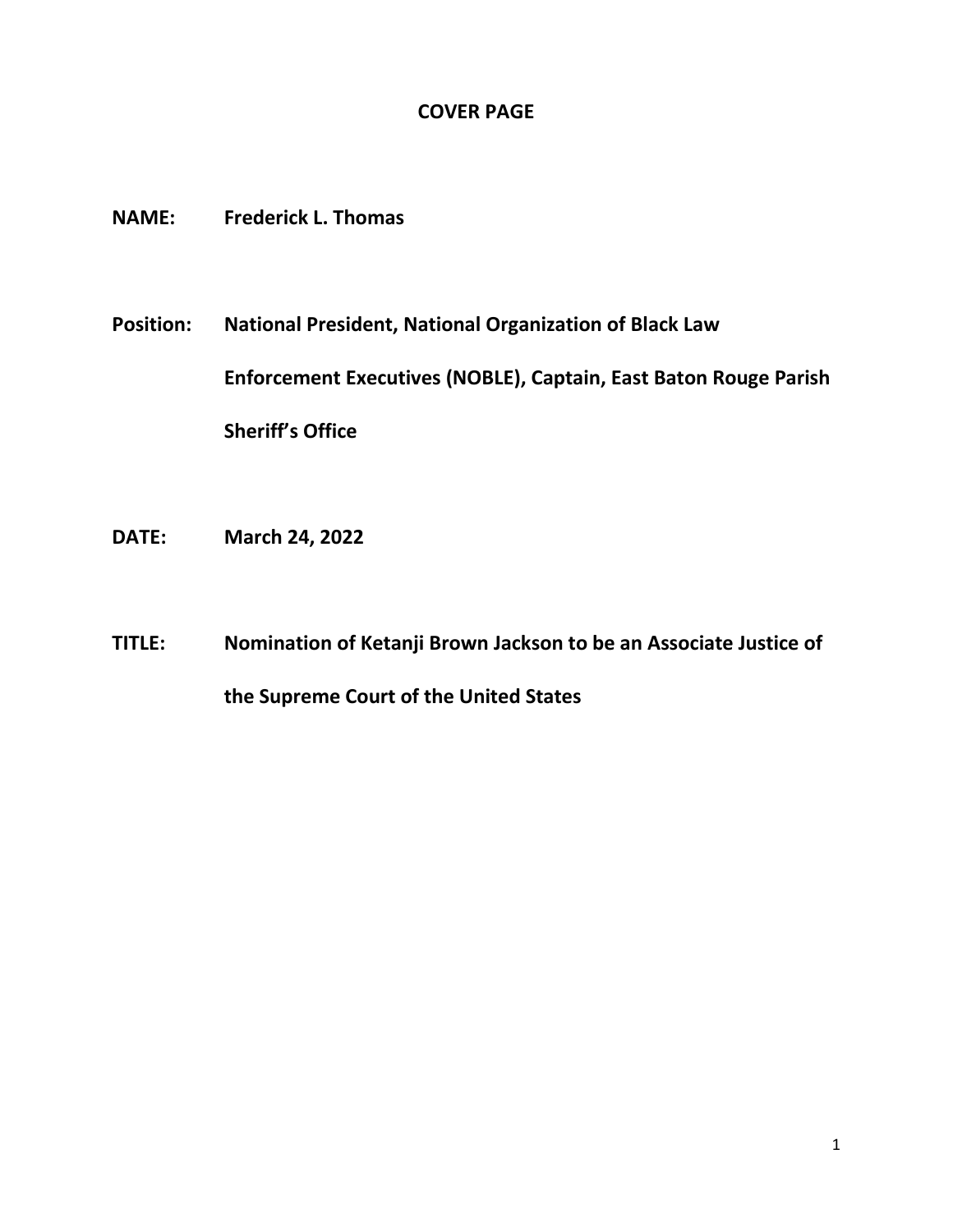# COVER PAGE

**NAME:** **Frederick L. Thomas**

**Position:** **National President, National Organization of Black Law Enforcement Executives (NOBLE), Captain, East Baton Rouge Parish Sheriff's Office**

**DATE:** **March 24, 2022**

**TITLE:** **Nomination of Ketanji Brown Jackson to be an Associate Justice of the Supreme Court of the United States**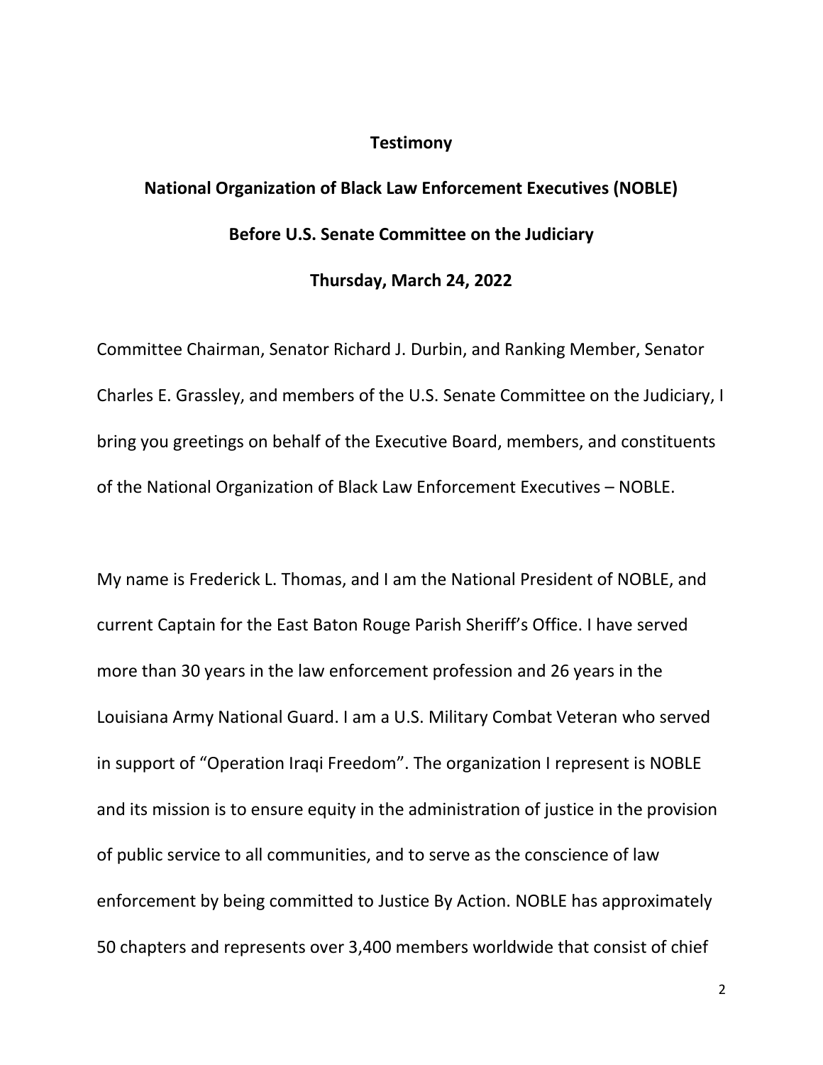**Testimony**

**National Organization of Black Law Enforcement Executives (NOBLE)**

**Before U.S. Senate Committee on the Judiciary**

**Thursday, March 24, 2022**

Committee Chairman, Senator Richard J. Durbin, and Ranking Member, Senator Charles E. Grassley, and members of the U.S. Senate Committee on the Judiciary, I bring you greetings on behalf of the Executive Board, members, and constituents of the National Organization of Black Law Enforcement Executives – NOBLE.

My name is Frederick L. Thomas, and I am the National President of NOBLE, and current Captain for the East Baton Rouge Parish Sheriff's Office. I have served more than 30 years in the law enforcement profession and 26 years in the Louisiana Army National Guard. I am a U.S. Military Combat Veteran who served in support of "Operation Iraqi Freedom". The organization I represent is NOBLE and its mission is to ensure equity in the administration of justice in the provision of public service to all communities, and to serve as the conscience of law enforcement by being committed to Justice By Action. NOBLE has approximately 50 chapters and represents over 3,400 members worldwide that consist of chief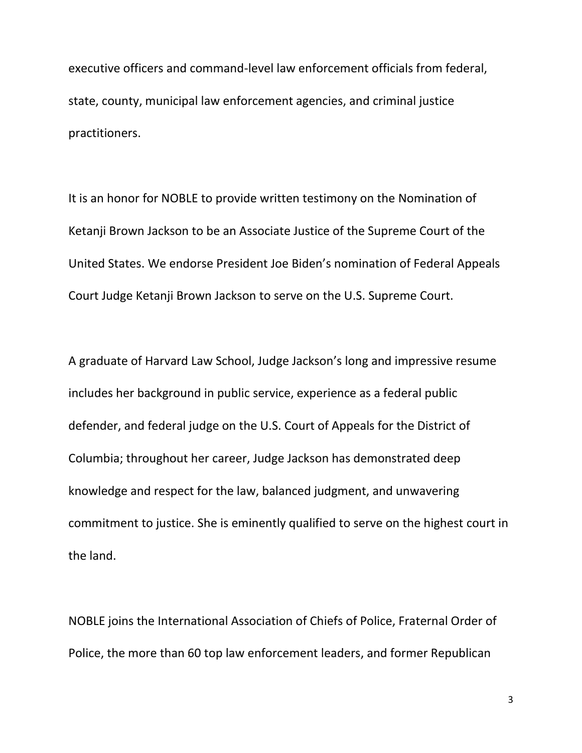executive officers and command-level law enforcement officials from federal, state, county, municipal law enforcement agencies, and criminal justice practitioners.

It is an honor for NOBLE to provide written testimony on the Nomination of Ketanji Brown Jackson to be an Associate Justice of the Supreme Court of the United States. We endorse President Joe Biden's nomination of Federal Appeals Court Judge Ketanji Brown Jackson to serve on the U.S. Supreme Court.

A graduate of Harvard Law School, Judge Jackson's long and impressive resume includes her background in public service, experience as a federal public defender, and federal judge on the U.S. Court of Appeals for the District of Columbia; throughout her career, Judge Jackson has demonstrated deep knowledge and respect for the law, balanced judgment, and unwavering commitment to justice. She is eminently qualified to serve on the highest court in the land.

NOBLE joins the International Association of Chiefs of Police, Fraternal Order of Police, the more than 60 top law enforcement leaders, and former Republican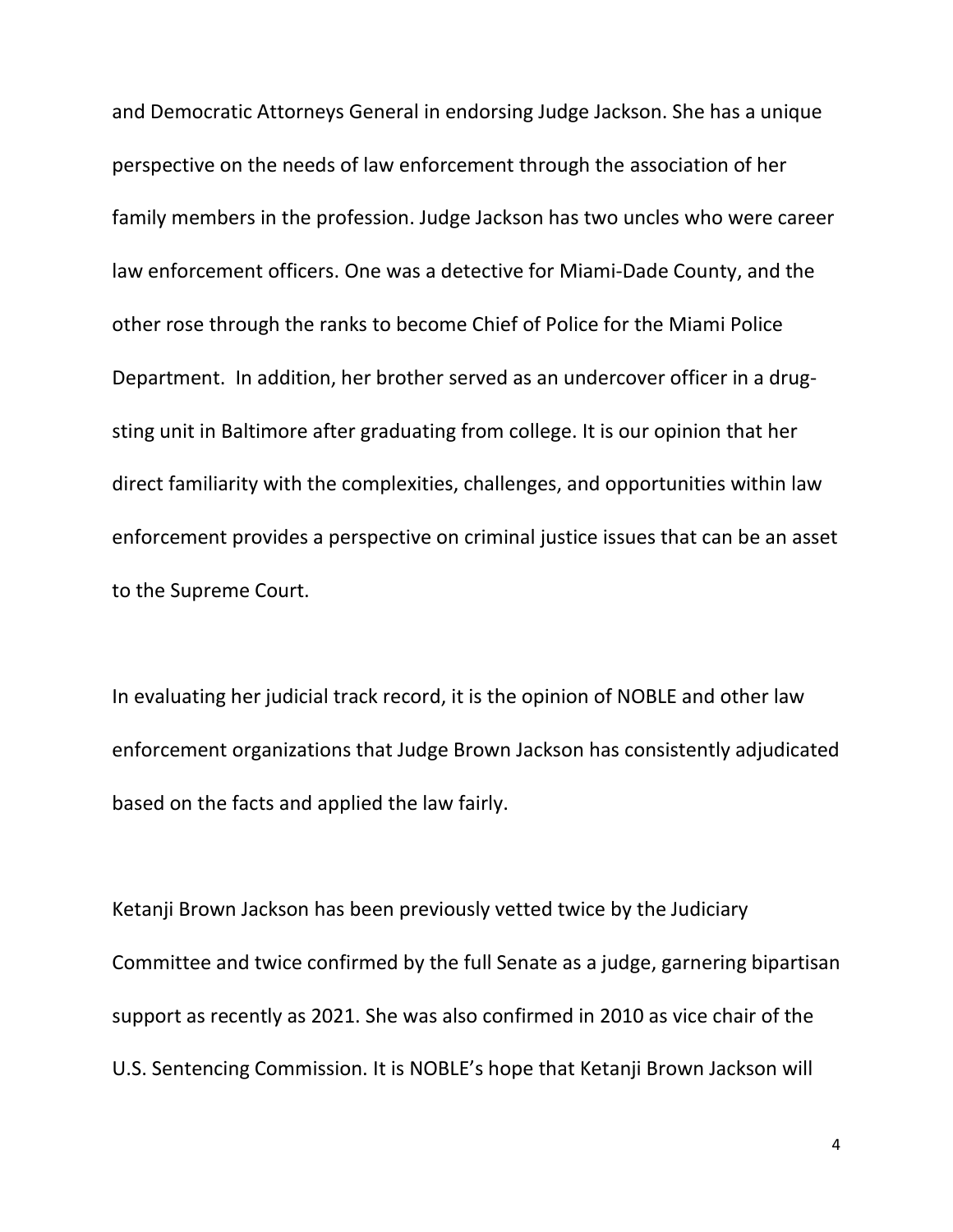and Democratic Attorneys General in endorsing Judge Jackson. She has a unique perspective on the needs of law enforcement through the association of her family members in the profession. Judge Jackson has two uncles who were career law enforcement officers. One was a detective for Miami-Dade County, and the other rose through the ranks to become Chief of Police for the Miami Police Department. In addition, her brother served as an undercover officer in a drug-sting unit in Baltimore after graduating from college. It is our opinion that her direct familiarity with the complexities, challenges, and opportunities within law enforcement provides a perspective on criminal justice issues that can be an asset to the Supreme Court.

In evaluating her judicial track record, it is the opinion of NOBLE and other law enforcement organizations that Judge Brown Jackson has consistently adjudicated based on the facts and applied the law fairly.

Ketanji Brown Jackson has been previously vetted twice by the Judiciary Committee and twice confirmed by the full Senate as a judge, garnering bipartisan support as recently as 2021. She was also confirmed in 2010 as vice chair of the U.S. Sentencing Commission. It is NOBLE's hope that Ketanji Brown Jackson will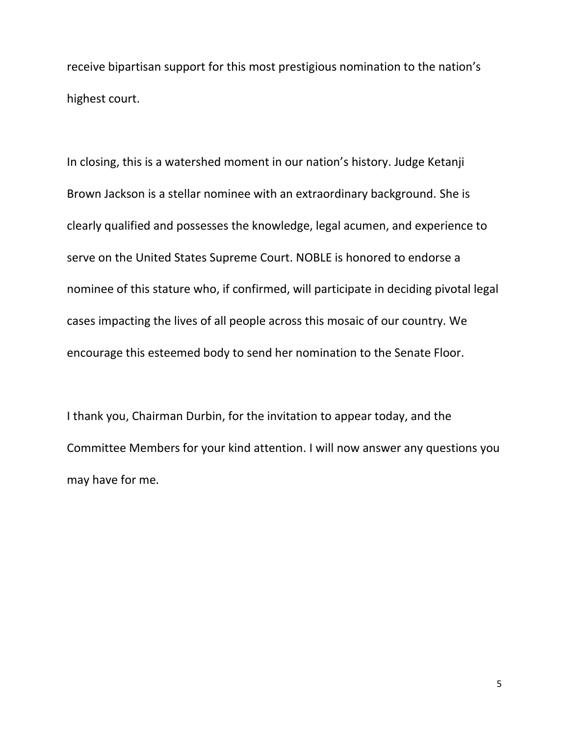receive bipartisan support for this most prestigious nomination to the nation's highest court.

In closing, this is a watershed moment in our nation's history. Judge Ketanji Brown Jackson is a stellar nominee with an extraordinary background. She is clearly qualified and possesses the knowledge, legal acumen, and experience to serve on the United States Supreme Court. NOBLE is honored to endorse a nominee of this stature who, if confirmed, will participate in deciding pivotal legal cases impacting the lives of all people across this mosaic of our country. We encourage this esteemed body to send her nomination to the Senate Floor.

I thank you, Chairman Durbin, for the invitation to appear today, and the Committee Members for your kind attention. I will now answer any questions you may have for me.